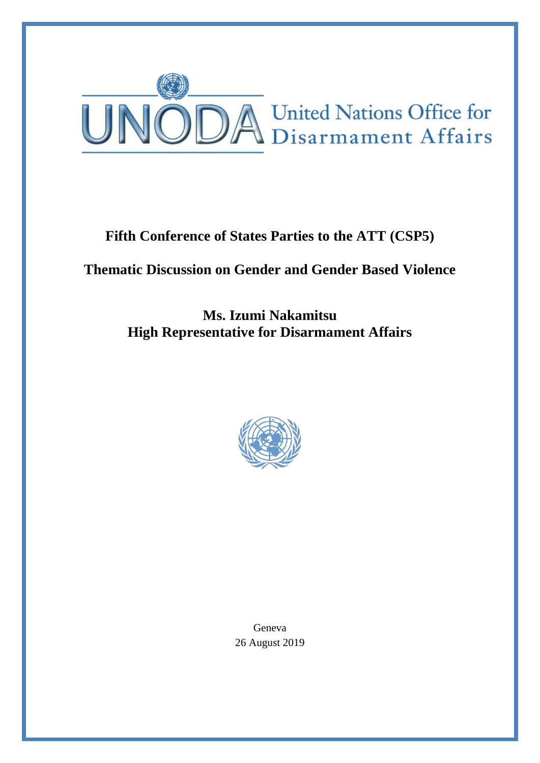UNODA United Nations Office for Disarmament Affairs

# Fifth Conference of States Parties to the ATT (CSP5)

## Thematic Discussion on Gender and Gender Based Violence

**Ms. Izumi Nakamitsu**
**High Representative for Disarmament Affairs**

Geneva
26 August 2019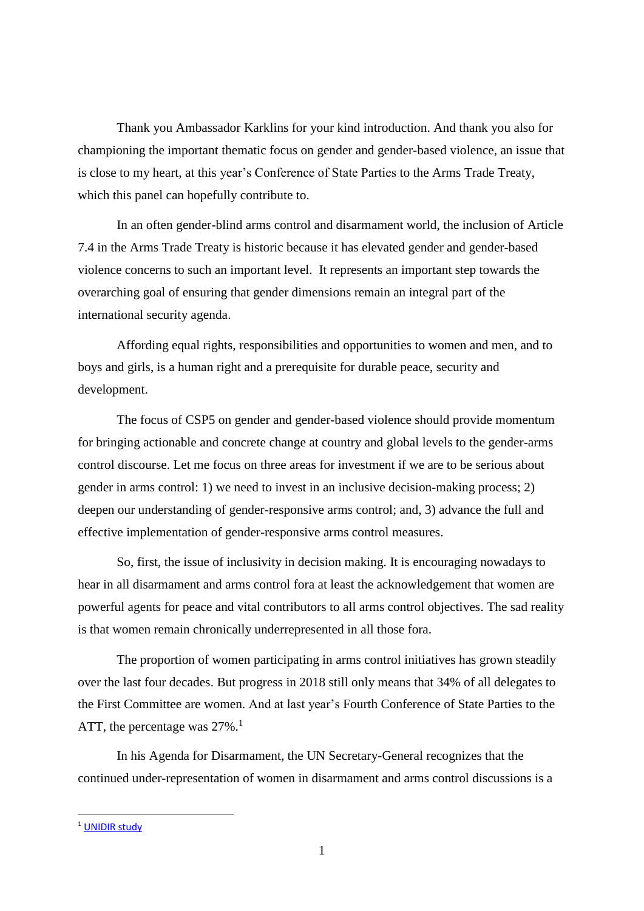Thank you Ambassador Karklins for your kind introduction. And thank you also for championing the important thematic focus on gender and gender-based violence, an issue that is close to my heart, at this year's Conference of State Parties to the Arms Trade Treaty, which this panel can hopefully contribute to.

In an often gender-blind arms control and disarmament world, the inclusion of Article 7.4 in the Arms Trade Treaty is historic because it has elevated gender and gender-based violence concerns to such an important level. It represents an important step towards the overarching goal of ensuring that gender dimensions remain an integral part of the international security agenda.

Affording equal rights, responsibilities and opportunities to women and men, and to boys and girls, is a human right and a prerequisite for durable peace, security and development.

The focus of CSP5 on gender and gender-based violence should provide momentum for bringing actionable and concrete change at country and global levels to the gender-arms control discourse. Let me focus on three areas for investment if we are to be serious about gender in arms control: 1) we need to invest in an inclusive decision-making process; 2) deepen our understanding of gender-responsive arms control; and, 3) advance the full and effective implementation of gender-responsive arms control measures.

So, first, the issue of inclusivity in decision making. It is encouraging nowadays to hear in all disarmament and arms control fora at least the acknowledgement that women are powerful agents for peace and vital contributors to all arms control objectives. The sad reality is that women remain chronically underrepresented in all those fora.

The proportion of women participating in arms control initiatives has grown steadily over the last four decades. But progress in 2018 still only means that 34% of all delegates to the First Committee are women. And at last year's Fourth Conference of State Parties to the ATT, the percentage was 27%.[1]

In his Agenda for Disarmament, the UN Secretary-General recognizes that the continued under-representation of women in disarmament and arms control discussions is a

[1] UNIDIR study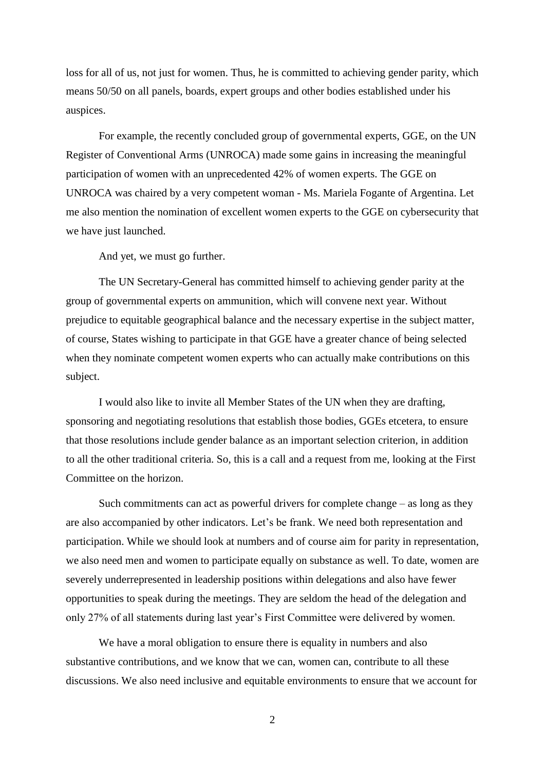loss for all of us, not just for women. Thus, he is committed to achieving gender parity, which means 50/50 on all panels, boards, expert groups and other bodies established under his auspices.

For example, the recently concluded group of governmental experts, GGE, on the UN Register of Conventional Arms (UNROCA) made some gains in increasing the meaningful participation of women with an unprecedented 42% of women experts. The GGE on UNROCA was chaired by a very competent woman - Ms. Mariela Fogante of Argentina. Let me also mention the nomination of excellent women experts to the GGE on cybersecurity that we have just launched.

And yet, we must go further.

The UN Secretary-General has committed himself to achieving gender parity at the group of governmental experts on ammunition, which will convene next year. Without prejudice to equitable geographical balance and the necessary expertise in the subject matter, of course, States wishing to participate in that GGE have a greater chance of being selected when they nominate competent women experts who can actually make contributions on this subject.

I would also like to invite all Member States of the UN when they are drafting, sponsoring and negotiating resolutions that establish those bodies, GGEs etcetera, to ensure that those resolutions include gender balance as an important selection criterion, in addition to all the other traditional criteria. So, this is a call and a request from me, looking at the First Committee on the horizon.

Such commitments can act as powerful drivers for complete change – as long as they are also accompanied by other indicators. Let's be frank. We need both representation and participation. While we should look at numbers and of course aim for parity in representation, we also need men and women to participate equally on substance as well. To date, women are severely underrepresented in leadership positions within delegations and also have fewer opportunities to speak during the meetings. They are seldom the head of the delegation and only 27% of all statements during last year's First Committee were delivered by women.

We have a moral obligation to ensure there is equality in numbers and also substantive contributions, and we know that we can, women can, contribute to all these discussions. We also need inclusive and equitable environments to ensure that we account for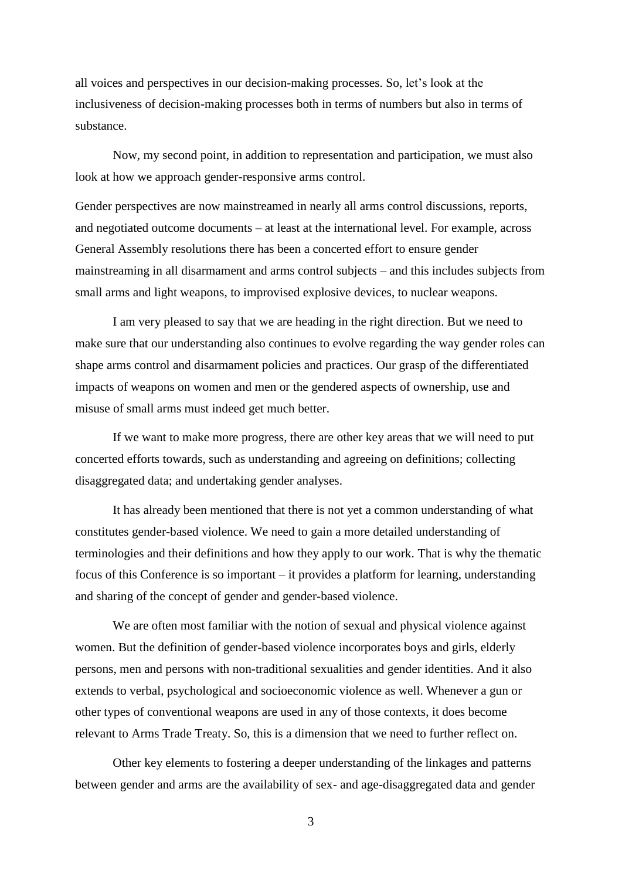all voices and perspectives in our decision-making processes. So, let's look at the inclusiveness of decision-making processes both in terms of numbers but also in terms of substance.

Now, my second point, in addition to representation and participation, we must also look at how we approach gender-responsive arms control.

Gender perspectives are now mainstreamed in nearly all arms control discussions, reports, and negotiated outcome documents – at least at the international level. For example, across General Assembly resolutions there has been a concerted effort to ensure gender mainstreaming in all disarmament and arms control subjects – and this includes subjects from small arms and light weapons, to improvised explosive devices, to nuclear weapons.

I am very pleased to say that we are heading in the right direction. But we need to make sure that our understanding also continues to evolve regarding the way gender roles can shape arms control and disarmament policies and practices. Our grasp of the differentiated impacts of weapons on women and men or the gendered aspects of ownership, use and misuse of small arms must indeed get much better.

If we want to make more progress, there are other key areas that we will need to put concerted efforts towards, such as understanding and agreeing on definitions; collecting disaggregated data; and undertaking gender analyses.

It has already been mentioned that there is not yet a common understanding of what constitutes gender-based violence. We need to gain a more detailed understanding of terminologies and their definitions and how they apply to our work. That is why the thematic focus of this Conference is so important – it provides a platform for learning, understanding and sharing of the concept of gender and gender-based violence.

We are often most familiar with the notion of sexual and physical violence against women. But the definition of gender-based violence incorporates boys and girls, elderly persons, men and persons with non-traditional sexualities and gender identities. And it also extends to verbal, psychological and socioeconomic violence as well. Whenever a gun or other types of conventional weapons are used in any of those contexts, it does become relevant to Arms Trade Treaty. So, this is a dimension that we need to further reflect on.

Other key elements to fostering a deeper understanding of the linkages and patterns between gender and arms are the availability of sex- and age-disaggregated data and gender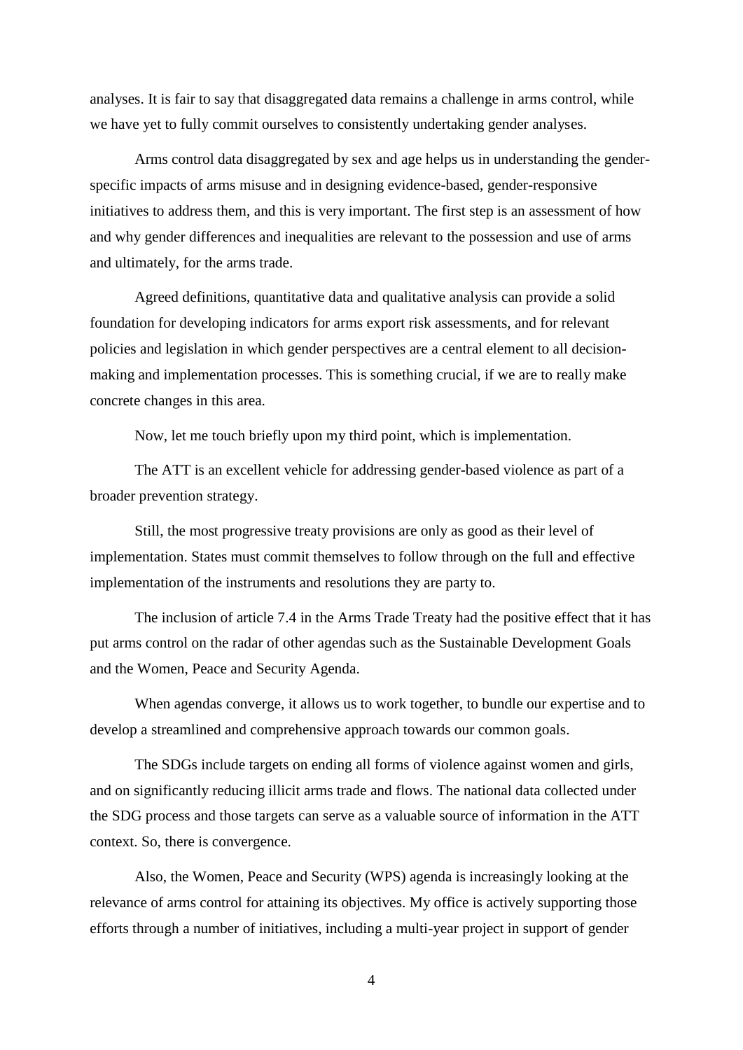analyses. It is fair to say that disaggregated data remains a challenge in arms control, while we have yet to fully commit ourselves to consistently undertaking gender analyses.

Arms control data disaggregated by sex and age helps us in understanding the gender-specific impacts of arms misuse and in designing evidence-based, gender-responsive initiatives to address them, and this is very important. The first step is an assessment of how and why gender differences and inequalities are relevant to the possession and use of arms and ultimately, for the arms trade.

Agreed definitions, quantitative data and qualitative analysis can provide a solid foundation for developing indicators for arms export risk assessments, and for relevant policies and legislation in which gender perspectives are a central element to all decision-making and implementation processes. This is something crucial, if we are to really make concrete changes in this area.

Now, let me touch briefly upon my third point, which is implementation.

The ATT is an excellent vehicle for addressing gender-based violence as part of a broader prevention strategy.

Still, the most progressive treaty provisions are only as good as their level of implementation. States must commit themselves to follow through on the full and effective implementation of the instruments and resolutions they are party to.

The inclusion of article 7.4 in the Arms Trade Treaty had the positive effect that it has put arms control on the radar of other agendas such as the Sustainable Development Goals and the Women, Peace and Security Agenda.

When agendas converge, it allows us to work together, to bundle our expertise and to develop a streamlined and comprehensive approach towards our common goals.

The SDGs include targets on ending all forms of violence against women and girls, and on significantly reducing illicit arms trade and flows. The national data collected under the SDG process and those targets can serve as a valuable source of information in the ATT context. So, there is convergence.

Also, the Women, Peace and Security (WPS) agenda is increasingly looking at the relevance of arms control for attaining its objectives. My office is actively supporting those efforts through a number of initiatives, including a multi-year project in support of gender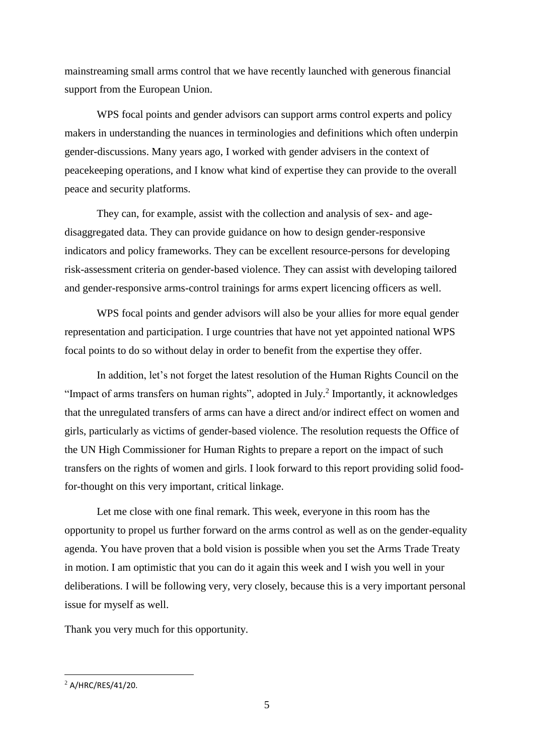mainstreaming small arms control that we have recently launched with generous financial support from the European Union.

WPS focal points and gender advisors can support arms control experts and policy makers in understanding the nuances in terminologies and definitions which often underpin gender-discussions. Many years ago, I worked with gender advisers in the context of peacekeeping operations, and I know what kind of expertise they can provide to the overall peace and security platforms.

They can, for example, assist with the collection and analysis of sex- and age-disaggregated data. They can provide guidance on how to design gender-responsive indicators and policy frameworks. They can be excellent resource-persons for developing risk-assessment criteria on gender-based violence. They can assist with developing tailored and gender-responsive arms-control trainings for arms expert licencing officers as well.

WPS focal points and gender advisors will also be your allies for more equal gender representation and participation. I urge countries that have not yet appointed national WPS focal points to do so without delay in order to benefit from the expertise they offer.

In addition, let's not forget the latest resolution of the Human Rights Council on the "Impact of arms transfers on human rights", adopted in July.[2] Importantly, it acknowledges that the unregulated transfers of arms can have a direct and/or indirect effect on women and girls, particularly as victims of gender-based violence. The resolution requests the Office of the UN High Commissioner for Human Rights to prepare a report on the impact of such transfers on the rights of women and girls. I look forward to this report providing solid food-for-thought on this very important, critical linkage.

Let me close with one final remark. This week, everyone in this room has the opportunity to propel us further forward on the arms control as well as on the gender-equality agenda. You have proven that a bold vision is possible when you set the Arms Trade Treaty in motion. I am optimistic that you can do it again this week and I wish you well in your deliberations. I will be following very, very closely, because this is a very important personal issue for myself as well.

Thank you very much for this opportunity.

---

[2] A/HRC/RES/41/20.